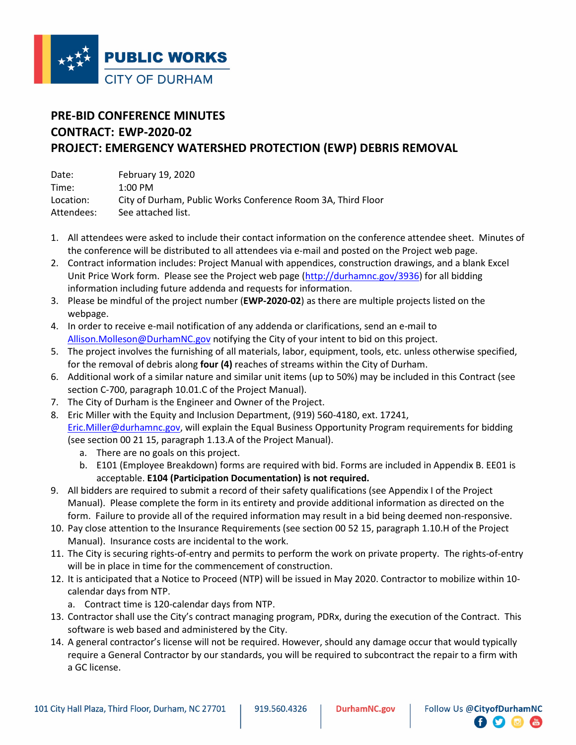PUBLIC WORKS
CITY OF DURHAM

# PRE-BID CONFERENCE MINUTES
# CONTRACT: EWP-2020-02
# PROJECT: EMERGENCY WATERSHED PROTECTION (EWP) DEBRIS REMOVAL

| | |
|---|---|
| Date: | February 19, 2020 |
| Time: | 1:00 PM |
| Location: | City of Durham, Public Works Conference Room 3A, Third Floor |
| Attendees: | See attached list. |

1. All attendees were asked to include their contact information on the conference attendee sheet. Minutes of the conference will be distributed to all attendees via e-mail and posted on the Project web page.
2. Contract information includes: Project Manual with appendices, construction drawings, and a blank Excel Unit Price Work form. Please see the Project web page (http://durhamnc.gov/3936) for all bidding information including future addenda and requests for information.
3. Please be mindful of the project number (**EWP-2020-02**) as there are multiple projects listed on the webpage.
4. In order to receive e-mail notification of any addenda or clarifications, send an e-mail to Allison.Molleson@DurhamNC.gov notifying the City of your intent to bid on this project.
5. The project involves the furnishing of all materials, labor, equipment, tools, etc. unless otherwise specified, for the removal of debris along **four (4)** reaches of streams within the City of Durham.
6. Additional work of a similar nature and similar unit items (up to 50%) may be included in this Contract (see section C-700, paragraph 10.01.C of the Project Manual).
7. The City of Durham is the Engineer and Owner of the Project.
8. Eric Miller with the Equity and Inclusion Department, (919) 560-4180, ext. 17241, Eric.Miller@durhamnc.gov, will explain the Equal Business Opportunity Program requirements for bidding (see section 00 21 15, paragraph 1.13.A of the Project Manual).
   a. There are no goals on this project.
   b. E101 (Employee Breakdown) forms are required with bid. Forms are included in Appendix B. EE01 is acceptable. **E104 (Participation Documentation) is not required.**
9. All bidders are required to submit a record of their safety qualifications (see Appendix I of the Project Manual). Please complete the form in its entirety and provide additional information as directed on the form. Failure to provide all of the required information may result in a bid being deemed non-responsive.
10. Pay close attention to the Insurance Requirements (see section 00 52 15, paragraph 1.10.H of the Project Manual). Insurance costs are incidental to the work.
11. The City is securing rights-of-entry and permits to perform the work on private property. The rights-of-entry will be in place in time for the commencement of construction.
12. It is anticipated that a Notice to Proceed (NTP) will be issued in May 2020. Contractor to mobilize within 10-calendar days from NTP.
    a. Contract time is 120-calendar days from NTP.
13. Contractor shall use the City's contract managing program, PDRx, during the execution of the Contract. This software is web based and administered by the City.
14. A general contractor's license will not be required. However, should any damage occur that would typically require a General Contractor by our standards, you will be required to subcontract the repair to a firm with a GC license.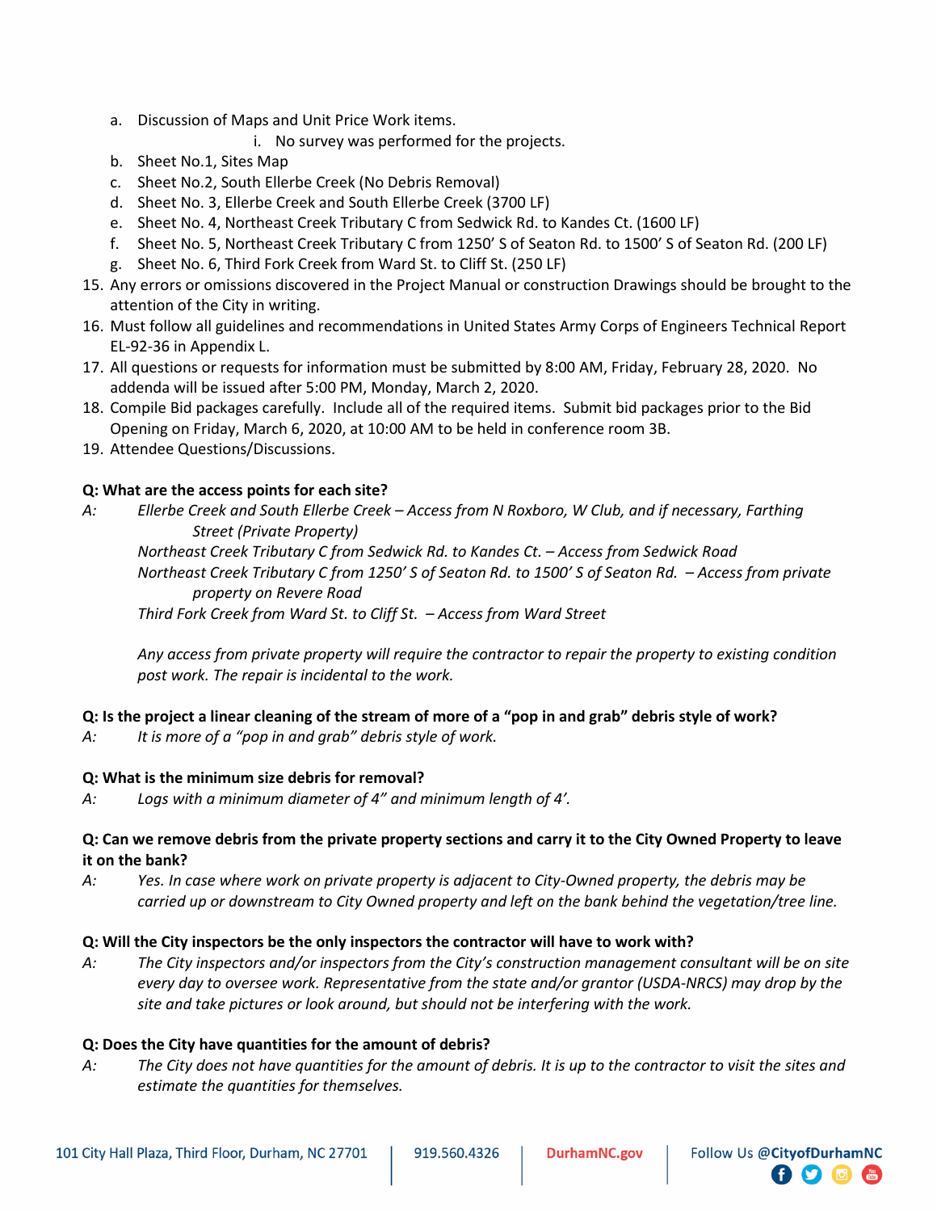a. Discussion of Maps and Unit Price Work items.
      i. No survey was performed for the projects.
   b. Sheet No.1, Sites Map
   c. Sheet No.2, South Ellerbe Creek (No Debris Removal)
   d. Sheet No. 3, Ellerbe Creek and South Ellerbe Creek (3700 LF)
   e. Sheet No. 4, Northeast Creek Tributary C from Sedwick Rd. to Kandes Ct. (1600 LF)
   f. Sheet No. 5, Northeast Creek Tributary C from 1250' S of Seaton Rd. to 1500' S of Seaton Rd. (200 LF)
   g. Sheet No. 6, Third Fork Creek from Ward St. to Cliff St. (250 LF)

15. Any errors or omissions discovered in the Project Manual or construction Drawings should be brought to the attention of the City in writing.
16. Must follow all guidelines and recommendations in United States Army Corps of Engineers Technical Report EL-92-36 in Appendix L.
17. All questions or requests for information must be submitted by 8:00 AM, Friday, February 28, 2020. No addenda will be issued after 5:00 PM, Monday, March 2, 2020.
18. Compile Bid packages carefully. Include all of the required items. Submit bid packages prior to the Bid Opening on Friday, March 6, 2020, at 10:00 AM to be held in conference room 3B.
19. Attendee Questions/Discussions.

**Q: What are the access points for each site?**

A: *Ellerbe Creek and South Ellerbe Creek – Access from N Roxboro, W Club, and if necessary, Farthing Street (Private Property)*
*Northeast Creek Tributary C from Sedwick Rd. to Kandes Ct. – Access from Sedwick Road*
*Northeast Creek Tributary C from 1250' S of Seaton Rd. to 1500' S of Seaton Rd. – Access from private property on Revere Road*
*Third Fork Creek from Ward St. to Cliff St. – Access from Ward Street*

*Any access from private property will require the contractor to repair the property to existing condition post work. The repair is incidental to the work.*

**Q: Is the project a linear cleaning of the stream of more of a "pop in and grab" debris style of work?**

A: *It is more of a "pop in and grab" debris style of work.*

**Q: What is the minimum size debris for removal?**

A: *Logs with a minimum diameter of 4" and minimum length of 4'.*

**Q: Can we remove debris from the private property sections and carry it to the City Owned Property to leave it on the bank?**

A: *Yes. In case where work on private property is adjacent to City-Owned property, the debris may be carried up or downstream to City Owned property and left on the bank behind the vegetation/tree line.*

**Q: Will the City inspectors be the only inspectors the contractor will have to work with?**

A: *The City inspectors and/or inspectors from the City's construction management consultant will be on site every day to oversee work. Representative from the state and/or grantor (USDA-NRCS) may drop by the site and take pictures or look around, but should not be interfering with the work.*

**Q: Does the City have quantities for the amount of debris?**

A: *The City does not have quantities for the amount of debris. It is up to the contractor to visit the sites and estimate the quantities for themselves.*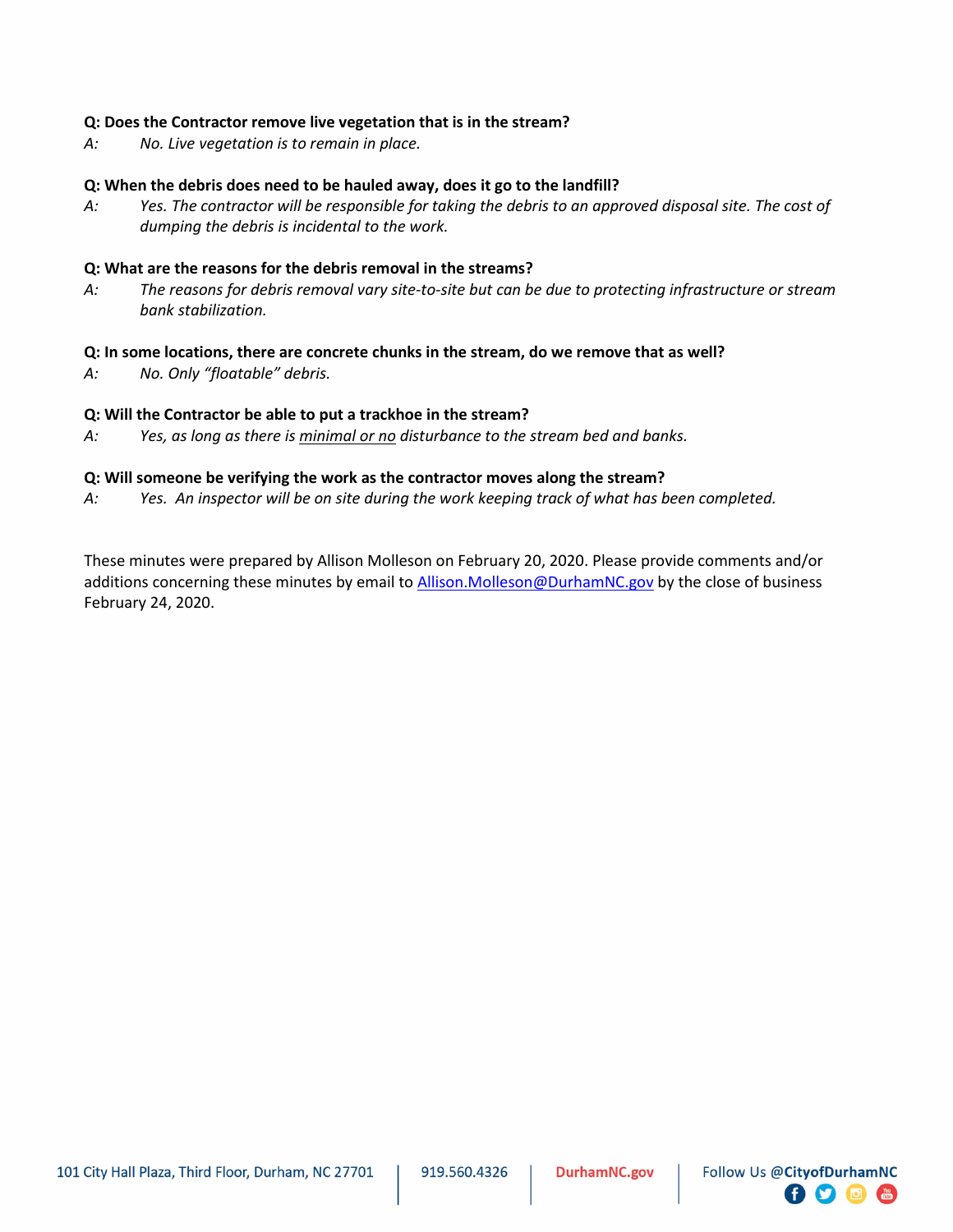**Q: Does the Contractor remove live vegetation that is in the stream?**

A: *No. Live vegetation is to remain in place.*

**Q: When the debris does need to be hauled away, does it go to the landfill?**

A: *Yes. The contractor will be responsible for taking the debris to an approved disposal site. The cost of dumping the debris is incidental to the work.*

**Q: What are the reasons for the debris removal in the streams?**

A: *The reasons for debris removal vary site-to-site but can be due to protecting infrastructure or stream bank stabilization.*

**Q: In some locations, there are concrete chunks in the stream, do we remove that as well?**

A: *No. Only "floatable" debris.*

**Q: Will the Contractor be able to put a trackhoe in the stream?**

A: *Yes, as long as there is <u>minimal or no</u> disturbance to the stream bed and banks.*

**Q: Will someone be verifying the work as the contractor moves along the stream?**

A: *Yes. An inspector will be on site during the work keeping track of what has been completed.*

These minutes were prepared by Allison Molleson on February 20, 2020. Please provide comments and/or additions concerning these minutes by email to Allison.Molleson@DurhamNC.gov by the close of business February 24, 2020.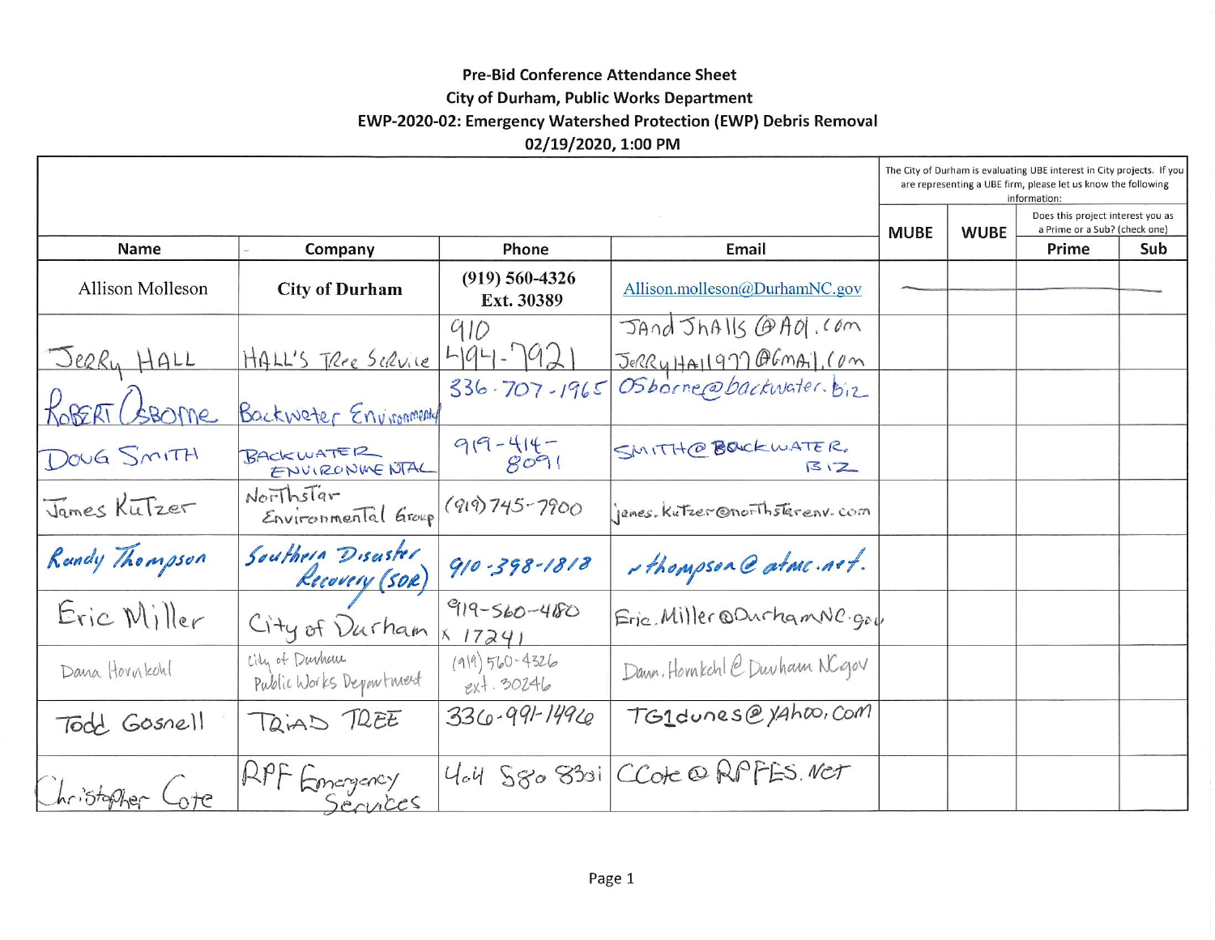**Pre-Bid Conference Attendance Sheet**
**City of Durham, Public Works Department**
**EWP-2020-02: Emergency Watershed Protection (EWP) Debris Removal**
**02/19/2020, 1:00 PM**

| | | | | The City of Durham is evaluating UBE interest in City projects. If you are representing a UBE firm, please let us know the following information: | | | |
|---|---|---|---|---|---|---|---|
| | | | | MUBE | WUBE | Does this project interest you as a Prime or a Sub? (check one) | |
| **Name** | **Company** | **Phone** | **Email** | | | **Prime** | **Sub** |
| Allison Molleson | City of Durham | (919) 560-4326 Ext. 30389 | Allison.molleson@DurhamNC.gov | — | | — | — |
| Jerry Hall | Hall's Tree Service | 910 494-7921 | JAndJhAlls@AOl.com JerryHall977@GMAil.com | | | | |
| Robert Osborne | Backwater Environmental | 336-707-1965 | Osborne@backwater.biz | | | | |
| Doug Smith | Backwater Environmental | 919-414-8091 | Smith@Backwater.biz | | | | |
| James Kutzer | NorthStar Environmental Group | (919) 745-7900 | james.kutzer@northstarenv.com | | | | |
| Randy Thompson | Southern Disaster Recovery (SDR) | 910-398-1818 | rthompson@atmc.net | | | | |
| Eric Miller | City of Durham | 919-560-4180 x 17241 | Eric.Miller@DurhamNC.gov | | | | |
| Dana Hornkohl | City of Durham Public Works Department | (919) 560-4326 ext. 30246 | Dana.Hornkohl@DurhamNC.gov | | | | |
| Todd Gosnell | TRIAD TREE | 336-991-1496 | TG1dunes@yahoo.com | | | | |
| Christopher Cote | RPF Emergency Services | 404 580 8331 | CCote@RPFES.NET | | | | |